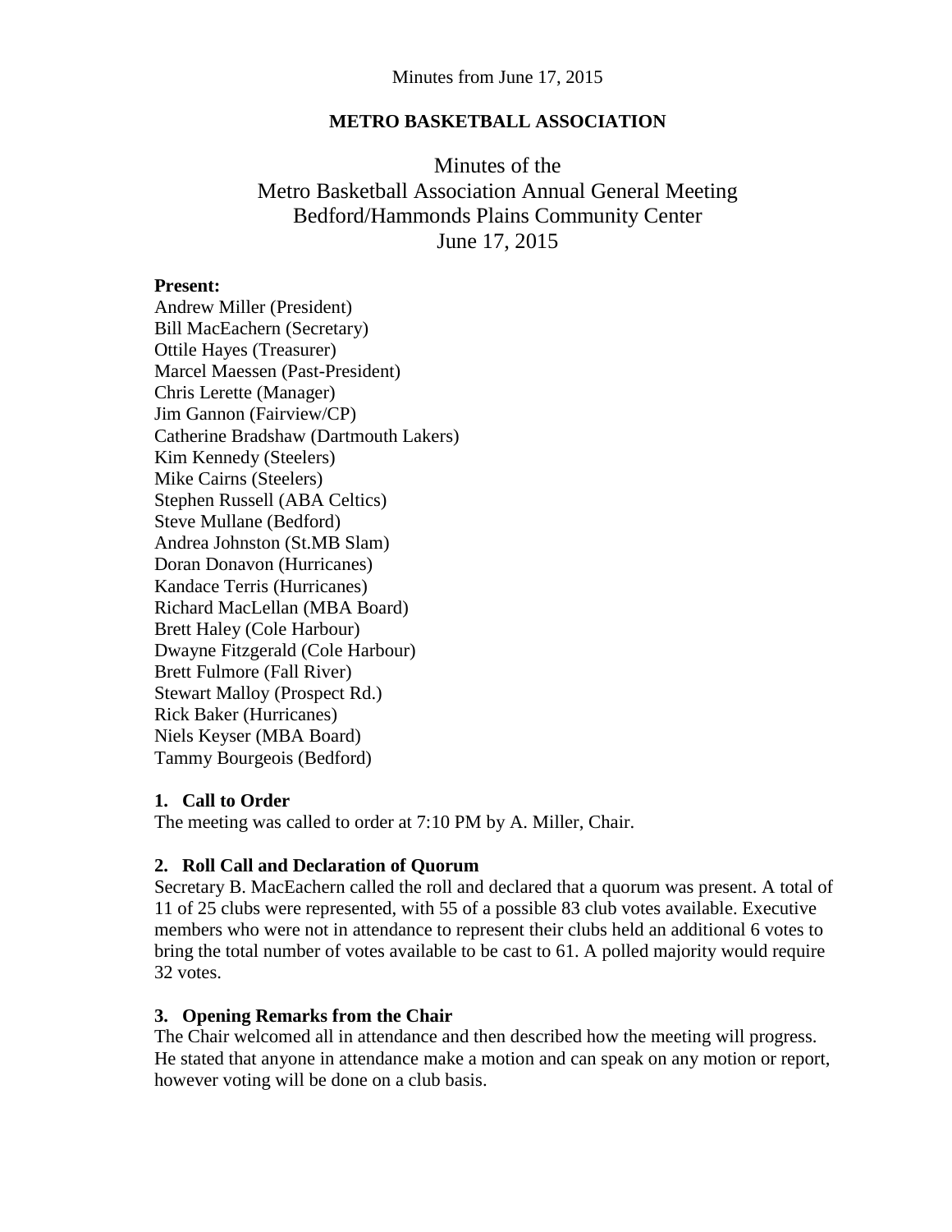Minutes from June 17, 2015

**METRO BASKETBALL ASSOCIATION**

# Minutes of the Metro Basketball Association Annual General Meeting
## Bedford/Hammonds Plains Community Center
## June 17, 2015

**Present:**

Andrew Miller (President)
Bill MacEachern (Secretary)
Ottile Hayes (Treasurer)
Marcel Maessen (Past-President)
Chris Lerette (Manager)
Jim Gannon (Fairview/CP)
Catherine Bradshaw (Dartmouth Lakers)
Kim Kennedy (Steelers)
Mike Cairns (Steelers)
Stephen Russell (ABA Celtics)
Steve Mullane (Bedford)
Andrea Johnston (St.MB Slam)
Doran Donavon (Hurricanes)
Kandace Terris (Hurricanes)
Richard MacLellan (MBA Board)
Brett Haley (Cole Harbour)
Dwayne Fitzgerald (Cole Harbour)
Brett Fulmore (Fall River)
Stewart Malloy (Prospect Rd.)
Rick Baker (Hurricanes)
Niels Keyser (MBA Board)
Tammy Bourgeois (Bedford)

### 1. Call to Order

The meeting was called to order at 7:10 PM by A. Miller, Chair.

### 2. Roll Call and Declaration of Quorum

Secretary B. MacEachern called the roll and declared that a quorum was present. A total of 11 of 25 clubs were represented, with 55 of a possible 83 club votes available. Executive members who were not in attendance to represent their clubs held an additional 6 votes to bring the total number of votes available to be cast to 61. A polled majority would require 32 votes.

### 3. Opening Remarks from the Chair

The Chair welcomed all in attendance and then described how the meeting will progress. He stated that anyone in attendance make a motion and can speak on any motion or report, however voting will be done on a club basis.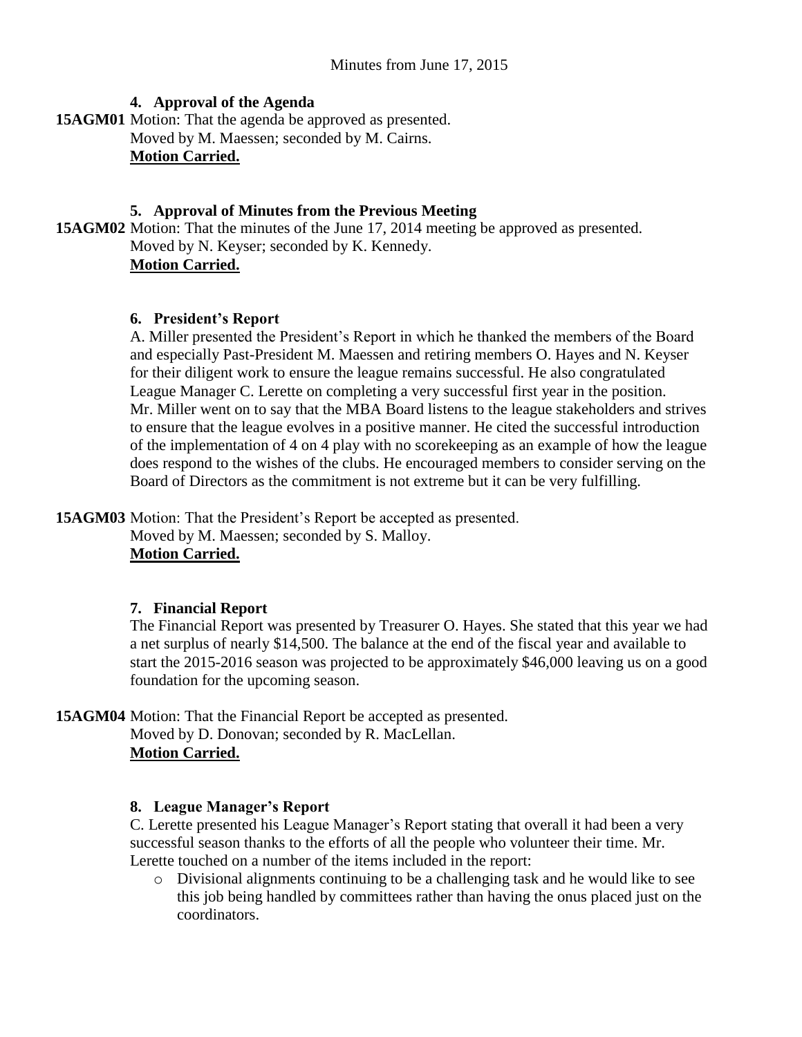Minutes from June 17, 2015

### 4. Approval of the Agenda

**15AGM01** Motion: That the agenda be approved as presented.
Moved by M. Maessen; seconded by M. Cairns.
**Motion Carried.**

### 5. Approval of Minutes from the Previous Meeting

**15AGM02** Motion: That the minutes of the June 17, 2014 meeting be approved as presented.
Moved by N. Keyser; seconded by K. Kennedy.
**Motion Carried.**

### 6. President's Report

A. Miller presented the President's Report in which he thanked the members of the Board and especially Past-President M. Maessen and retiring members O. Hayes and N. Keyser for their diligent work to ensure the league remains successful. He also congratulated League Manager C. Lerette on completing a very successful first year in the position. Mr. Miller went on to say that the MBA Board listens to the league stakeholders and strives to ensure that the league evolves in a positive manner. He cited the successful introduction of the implementation of 4 on 4 play with no scorekeeping as an example of how the league does respond to the wishes of the clubs. He encouraged members to consider serving on the Board of Directors as the commitment is not extreme but it can be very fulfilling.

**15AGM03** Motion: That the President's Report be accepted as presented.
Moved by M. Maessen; seconded by S. Malloy.
**Motion Carried.**

### 7. Financial Report

The Financial Report was presented by Treasurer O. Hayes. She stated that this year we had a net surplus of nearly $14,500. The balance at the end of the fiscal year and available to start the 2015-2016 season was projected to be approximately $46,000 leaving us on a good foundation for the upcoming season.

**15AGM04** Motion: That the Financial Report be accepted as presented.
Moved by D. Donovan; seconded by R. MacLellan.
**Motion Carried.**

### 8. League Manager's Report

C. Lerette presented his League Manager's Report stating that overall it had been a very successful season thanks to the efforts of all the people who volunteer their time. Mr. Lerette touched on a number of the items included in the report:

- Divisional alignments continuing to be a challenging task and he would like to see this job being handled by committees rather than having the onus placed just on the coordinators.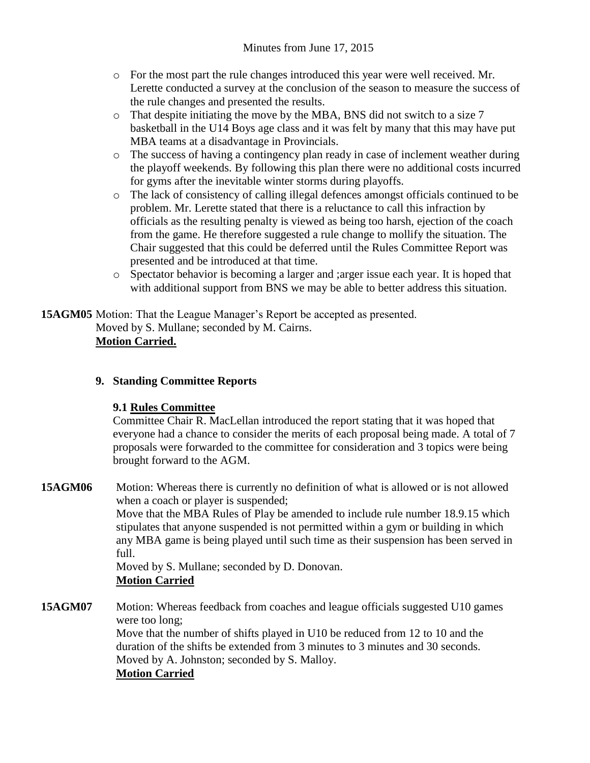- For the most part the rule changes introduced this year were well received. Mr. Lerette conducted a survey at the conclusion of the season to measure the success of the rule changes and presented the results.
- That despite initiating the move by the MBA, BNS did not switch to a size 7 basketball in the U14 Boys age class and it was felt by many that this may have put MBA teams at a disadvantage in Provincials.
- The success of having a contingency plan ready in case of inclement weather during the playoff weekends. By following this plan there were no additional costs incurred for gyms after the inevitable winter storms during playoffs.
- The lack of consistency of calling illegal defences amongst officials continued to be problem. Mr. Lerette stated that there is a reluctance to call this infraction by officials as the resulting penalty is viewed as being too harsh, ejection of the coach from the game. He therefore suggested a rule change to mollify the situation. The Chair suggested that this could be deferred until the Rules Committee Report was presented and be introduced at that time.
- Spectator behavior is becoming a larger and ;arger issue each year. It is hoped that with additional support from BNS we may be able to better address this situation.

**15AGM05** Motion: That the League Manager's Report be accepted as presented.
Moved by S. Mullane; seconded by M. Cairns.
**Motion Carried.**

## 9. Standing Committee Reports

### 9.1 Rules Committee

Committee Chair R. MacLellan introduced the report stating that it was hoped that everyone had a chance to consider the merits of each proposal being made. A total of 7 proposals were forwarded to the committee for consideration and 3 topics were being brought forward to the AGM.

**15AGM06** Motion: Whereas there is currently no definition of what is allowed or is not allowed when a coach or player is suspended;
Move that the MBA Rules of Play be amended to include rule number 18.9.15 which stipulates that anyone suspended is not permitted within a gym or building in which any MBA game is being played until such time as their suspension has been served in full.
Moved by S. Mullane; seconded by D. Donovan.
**Motion Carried**

**15AGM07** Motion: Whereas feedback from coaches and league officials suggested U10 games were too long;
Move that the number of shifts played in U10 be reduced from 12 to 10 and the duration of the shifts be extended from 3 minutes to 3 minutes and 30 seconds.
Moved by A. Johnston; seconded by S. Malloy.
**Motion Carried**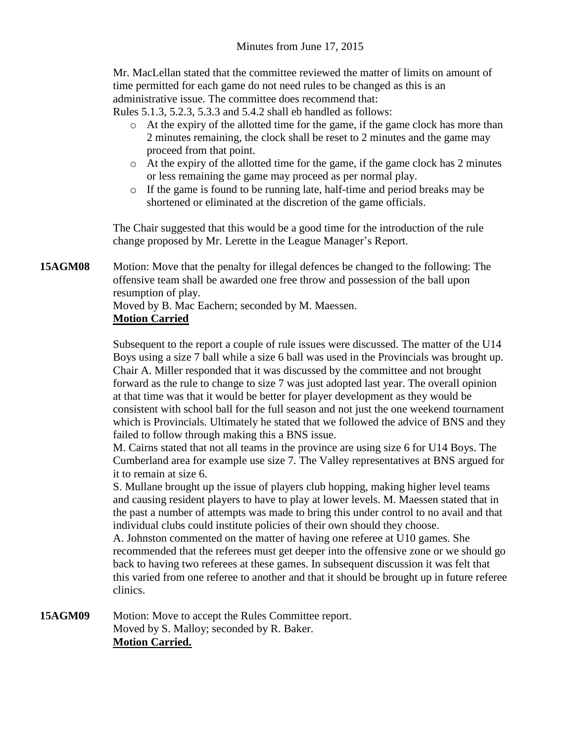Mr. MacLellan stated that the committee reviewed the matter of limits on amount of time permitted for each game do not need rules to be changed as this is an administrative issue. The committee does recommend that:

Rules 5.1.3, 5.2.3, 5.3.3 and 5.4.2 shall eb handled as follows:

- At the expiry of the allotted time for the game, if the game clock has more than 2 minutes remaining, the clock shall be reset to 2 minutes and the game may proceed from that point.
- At the expiry of the allotted time for the game, if the game clock has 2 minutes or less remaining the game may proceed as per normal play.
- If the game is found to be running late, half-time and period breaks may be shortened or eliminated at the discretion of the game officials.

The Chair suggested that this would be a good time for the introduction of the rule change proposed by Mr. Lerette in the League Manager's Report.

**15AGM08** Motion: Move that the penalty for illegal defences be changed to the following: The offensive team shall be awarded one free throw and possession of the ball upon resumption of play.
Moved by B. Mac Eachern; seconded by M. Maessen.
**Motion Carried**

Subsequent to the report a couple of rule issues were discussed. The matter of the U14 Boys using a size 7 ball while a size 6 ball was used in the Provincials was brought up. Chair A. Miller responded that it was discussed by the committee and not brought forward as the rule to change to size 7 was just adopted last year. The overall opinion at that time was that it would be better for player development as they would be consistent with school ball for the full season and not just the one weekend tournament which is Provincials. Ultimately he stated that we followed the advice of BNS and they failed to follow through making this a BNS issue.

M. Cairns stated that not all teams in the province are using size 6 for U14 Boys. The Cumberland area for example use size 7. The Valley representatives at BNS argued for it to remain at size 6.

S. Mullane brought up the issue of players club hopping, making higher level teams and causing resident players to have to play at lower levels. M. Maessen stated that in the past a number of attempts was made to bring this under control to no avail and that individual clubs could institute policies of their own should they choose.

A. Johnston commented on the matter of having one referee at U10 games. She recommended that the referees must get deeper into the offensive zone or we should go back to having two referees at these games. In subsequent discussion it was felt that this varied from one referee to another and that it should be brought up in future referee clinics.

**15AGM09** Motion: Move to accept the Rules Committee report.
Moved by S. Malloy; seconded by R. Baker.
**Motion Carried.**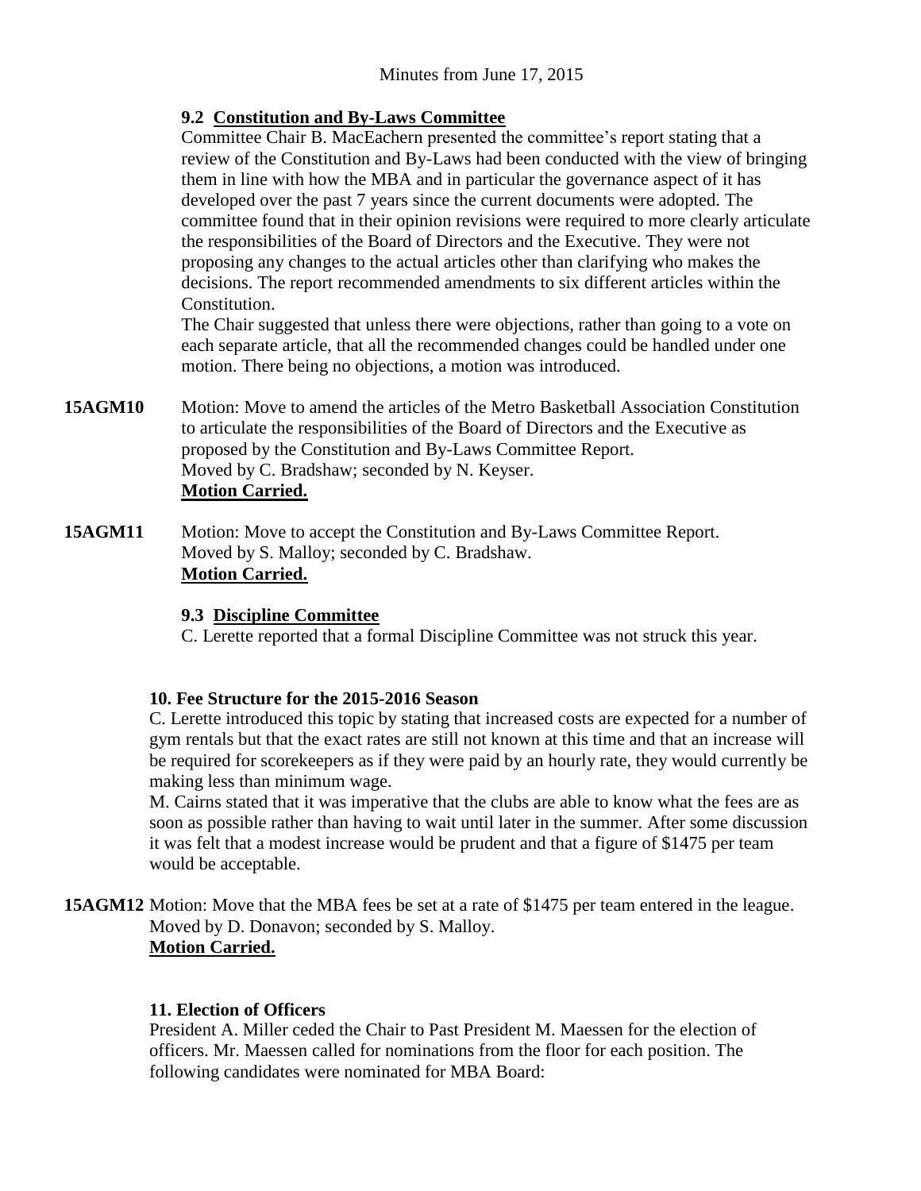### 9.2 Constitution and By-Laws Committee

Committee Chair B. MacEachern presented the committee's report stating that a review of the Constitution and By-Laws had been conducted with the view of bringing them in line with how the MBA and in particular the governance aspect of it has developed over the past 7 years since the current documents were adopted. The committee found that in their opinion revisions were required to more clearly articulate the responsibilities of the Board of Directors and the Executive. They were not proposing any changes to the actual articles other than clarifying who makes the decisions. The report recommended amendments to six different articles within the Constitution.

The Chair suggested that unless there were objections, rather than going to a vote on each separate article, that all the recommended changes could be handled under one motion. There being no objections, a motion was introduced.

**15AGM10** Motion: Move to amend the articles of the Metro Basketball Association Constitution to articulate the responsibilities of the Board of Directors and the Executive as proposed by the Constitution and By-Laws Committee Report.
Moved by C. Bradshaw; seconded by N. Keyser.
**Motion Carried.**

**15AGM11** Motion: Move to accept the Constitution and By-Laws Committee Report.
Moved by S. Malloy; seconded by C. Bradshaw.
**Motion Carried.**

### 9.3 Discipline Committee

C. Lerette reported that a formal Discipline Committee was not struck this year.

### 10. Fee Structure for the 2015-2016 Season

C. Lerette introduced this topic by stating that increased costs are expected for a number of gym rentals but that the exact rates are still not known at this time and that an increase will be required for scorekeepers as if they were paid by an hourly rate, they would currently be making less than minimum wage.

M. Cairns stated that it was imperative that the clubs are able to know what the fees are as soon as possible rather than having to wait until later in the summer. After some discussion it was felt that a modest increase would be prudent and that a figure of $1475 per team would be acceptable.

**15AGM12** Motion: Move that the MBA fees be set at a rate of $1475 per team entered in the league.
Moved by D. Donavon; seconded by S. Malloy.
**Motion Carried.**

### 11. Election of Officers

President A. Miller ceded the Chair to Past President M. Maessen for the election of officers. Mr. Maessen called for nominations from the floor for each position. The following candidates were nominated for MBA Board: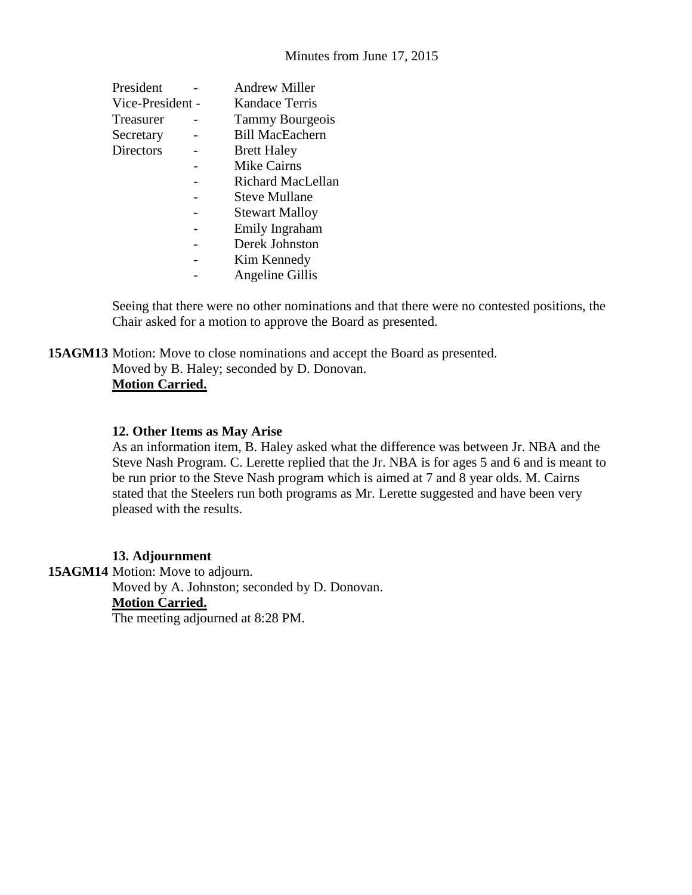Minutes from June 17, 2015

| | | |
|---|---|---|
| President | - | Andrew Miller |
| Vice-President | - | Kandace Terris |
| Treasurer | - | Tammy Bourgeois |
| Secretary | - | Bill MacEachern |
| Directors | - | Brett Haley |
| | - | Mike Cairns |
| | - | Richard MacLellan |
| | - | Steve Mullane |
| | - | Stewart Malloy |
| | - | Emily Ingraham |
| | - | Derek Johnston |
| | - | Kim Kennedy |
| | - | Angeline Gillis |

Seeing that there were no other nominations and that there were no contested positions, the Chair asked for a motion to approve the Board as presented.

**15AGM13** Motion: Move to close nominations and accept the Board as presented.
Moved by B. Haley; seconded by D. Donovan.
**Motion Carried.**

**12. Other Items as May Arise**

As an information item, B. Haley asked what the difference was between Jr. NBA and the Steve Nash Program. C. Lerette replied that the Jr. NBA is for ages 5 and 6 and is meant to be run prior to the Steve Nash program which is aimed at 7 and 8 year olds. M. Cairns stated that the Steelers run both programs as Mr. Lerette suggested and have been very pleased with the results.

**13. Adjournment**

**15AGM14** Motion: Move to adjourn.
Moved by A. Johnston; seconded by D. Donovan.
**Motion Carried.**
The meeting adjourned at 8:28 PM.